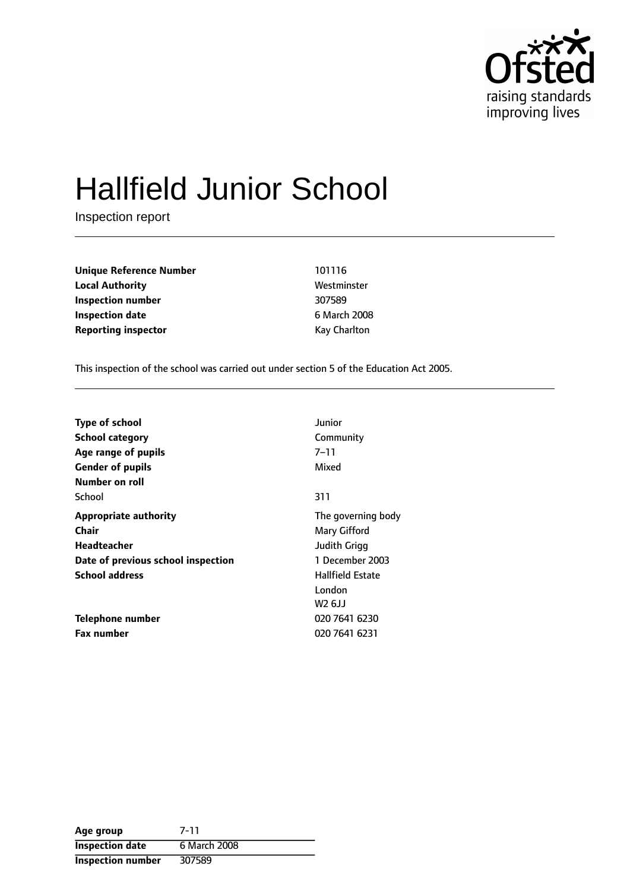# Hallfield Junior School

Inspection report

| | |
|---|---|
| **Unique Reference Number** | 101116 |
| **Local Authority** | Westminster |
| **Inspection number** | 307589 |
| **Inspection date** | 6 March 2008 |
| **Reporting inspector** | Kay Charlton |

This inspection of the school was carried out under section 5 of the Education Act 2005.

| | |
|---|---|
| **Type of school** | Junior |
| **School category** | Community |
| **Age range of pupils** | 7–11 |
| **Gender of pupils** | Mixed |
| **Number on roll** | |
| School | 311 |
| **Appropriate authority** | The governing body |
| **Chair** | Mary Gifford |
| **Headteacher** | Judith Grigg |
| **Date of previous school inspection** | 1 December 2003 |
| **School address** | Hallfield Estate<br>London<br>W2 6JJ |
| **Telephone number** | 020 7641 6230 |
| **Fax number** | 020 7641 6231 |

| | |
|---|---|
| **Age group** | 7-11 |
| **Inspection date** | 6 March 2008 |
| **Inspection number** | 307589 |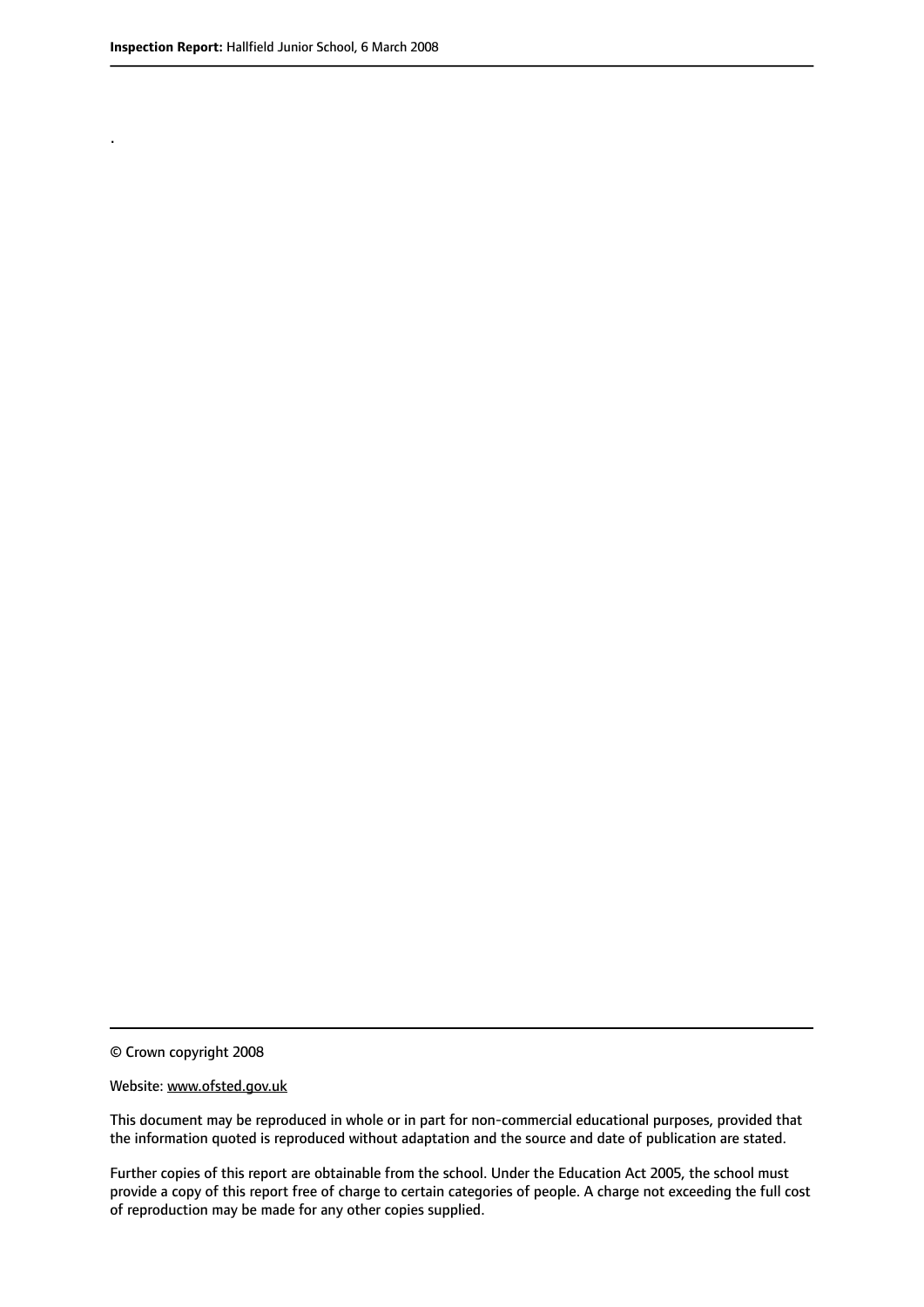.

© Crown copyright 2008

Website: www.ofsted.gov.uk

This document may be reproduced in whole or in part for non-commercial educational purposes, provided that the information quoted is reproduced without adaptation and the source and date of publication are stated.

Further copies of this report are obtainable from the school. Under the Education Act 2005, the school must provide a copy of this report free of charge to certain categories of people. A charge not exceeding the full cost of reproduction may be made for any other copies supplied.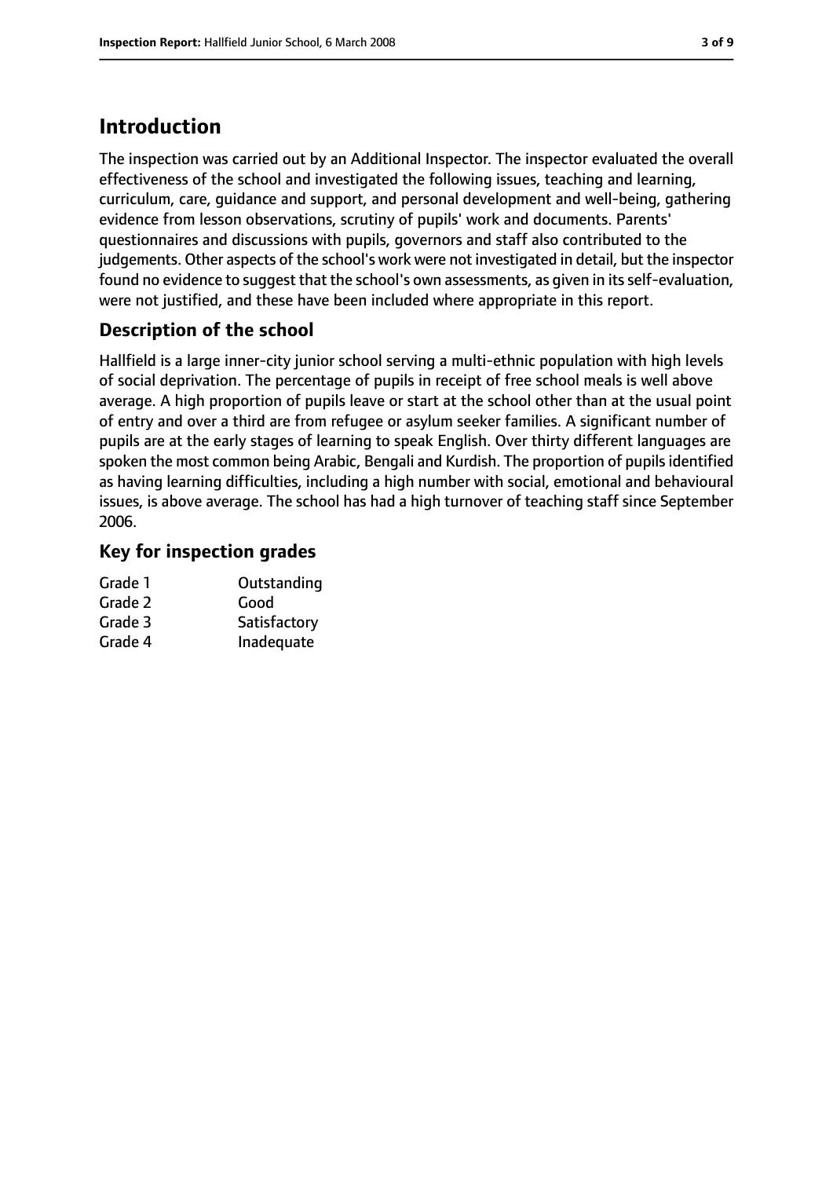# Introduction

The inspection was carried out by an Additional Inspector. The inspector evaluated the overall effectiveness of the school and investigated the following issues, teaching and learning, curriculum, care, guidance and support, and personal development and well-being, gathering evidence from lesson observations, scrutiny of pupils' work and documents. Parents' questionnaires and discussions with pupils, governors and staff also contributed to the judgements. Other aspects of the school's work were not investigated in detail, but the inspector found no evidence to suggest that the school's own assessments, as given in its self-evaluation, were not justified, and these have been included where appropriate in this report.

## Description of the school

Hallfield is a large inner-city junior school serving a multi-ethnic population with high levels of social deprivation. The percentage of pupils in receipt of free school meals is well above average. A high proportion of pupils leave or start at the school other than at the usual point of entry and over a third are from refugee or asylum seeker families. A significant number of pupils are at the early stages of learning to speak English. Over thirty different languages are spoken the most common being Arabic, Bengali and Kurdish. The proportion of pupils identified as having learning difficulties, including a high number with social, emotional and behavioural issues, is above average. The school has had a high turnover of teaching staff since September 2006.

## Key for inspection grades

| | |
|---|---|
| Grade 1 | Outstanding |
| Grade 2 | Good |
| Grade 3 | Satisfactory |
| Grade 4 | Inadequate |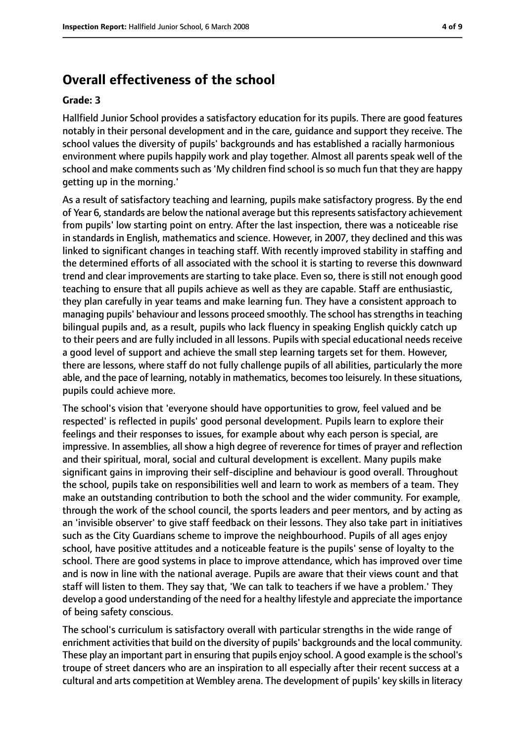## Overall effectiveness of the school

**Grade: 3**

Hallfield Junior School provides a satisfactory education for its pupils. There are good features notably in their personal development and in the care, guidance and support they receive. The school values the diversity of pupils' backgrounds and has established a racially harmonious environment where pupils happily work and play together. Almost all parents speak well of the school and make comments such as 'My children find school is so much fun that they are happy getting up in the morning.'

As a result of satisfactory teaching and learning, pupils make satisfactory progress. By the end of Year 6, standards are below the national average but this represents satisfactory achievement from pupils' low starting point on entry. After the last inspection, there was a noticeable rise in standards in English, mathematics and science. However, in 2007, they declined and this was linked to significant changes in teaching staff. With recently improved stability in staffing and the determined efforts of all associated with the school it is starting to reverse this downward trend and clear improvements are starting to take place. Even so, there is still not enough good teaching to ensure that all pupils achieve as well as they are capable. Staff are enthusiastic, they plan carefully in year teams and make learning fun. They have a consistent approach to managing pupils' behaviour and lessons proceed smoothly. The school has strengths in teaching bilingual pupils and, as a result, pupils who lack fluency in speaking English quickly catch up to their peers and are fully included in all lessons. Pupils with special educational needs receive a good level of support and achieve the small step learning targets set for them. However, there are lessons, where staff do not fully challenge pupils of all abilities, particularly the more able, and the pace of learning, notably in mathematics, becomes too leisurely. In these situations, pupils could achieve more.

The school's vision that 'everyone should have opportunities to grow, feel valued and be respected' is reflected in pupils' good personal development. Pupils learn to explore their feelings and their responses to issues, for example about why each person is special, are impressive. In assemblies, all show a high degree of reverence for times of prayer and reflection and their spiritual, moral, social and cultural development is excellent. Many pupils make significant gains in improving their self-discipline and behaviour is good overall. Throughout the school, pupils take on responsibilities well and learn to work as members of a team. They make an outstanding contribution to both the school and the wider community. For example, through the work of the school council, the sports leaders and peer mentors, and by acting as an 'invisible observer' to give staff feedback on their lessons. They also take part in initiatives such as the City Guardians scheme to improve the neighbourhood. Pupils of all ages enjoy school, have positive attitudes and a noticeable feature is the pupils' sense of loyalty to the school. There are good systems in place to improve attendance, which has improved over time and is now in line with the national average. Pupils are aware that their views count and that staff will listen to them. They say that, 'We can talk to teachers if we have a problem.' They develop a good understanding of the need for a healthy lifestyle and appreciate the importance of being safety conscious.

The school's curriculum is satisfactory overall with particular strengths in the wide range of enrichment activities that build on the diversity of pupils' backgrounds and the local community. These play an important part in ensuring that pupils enjoy school. A good example is the school's troupe of street dancers who are an inspiration to all especially after their recent success at a cultural and arts competition at Wembley arena. The development of pupils' key skills in literacy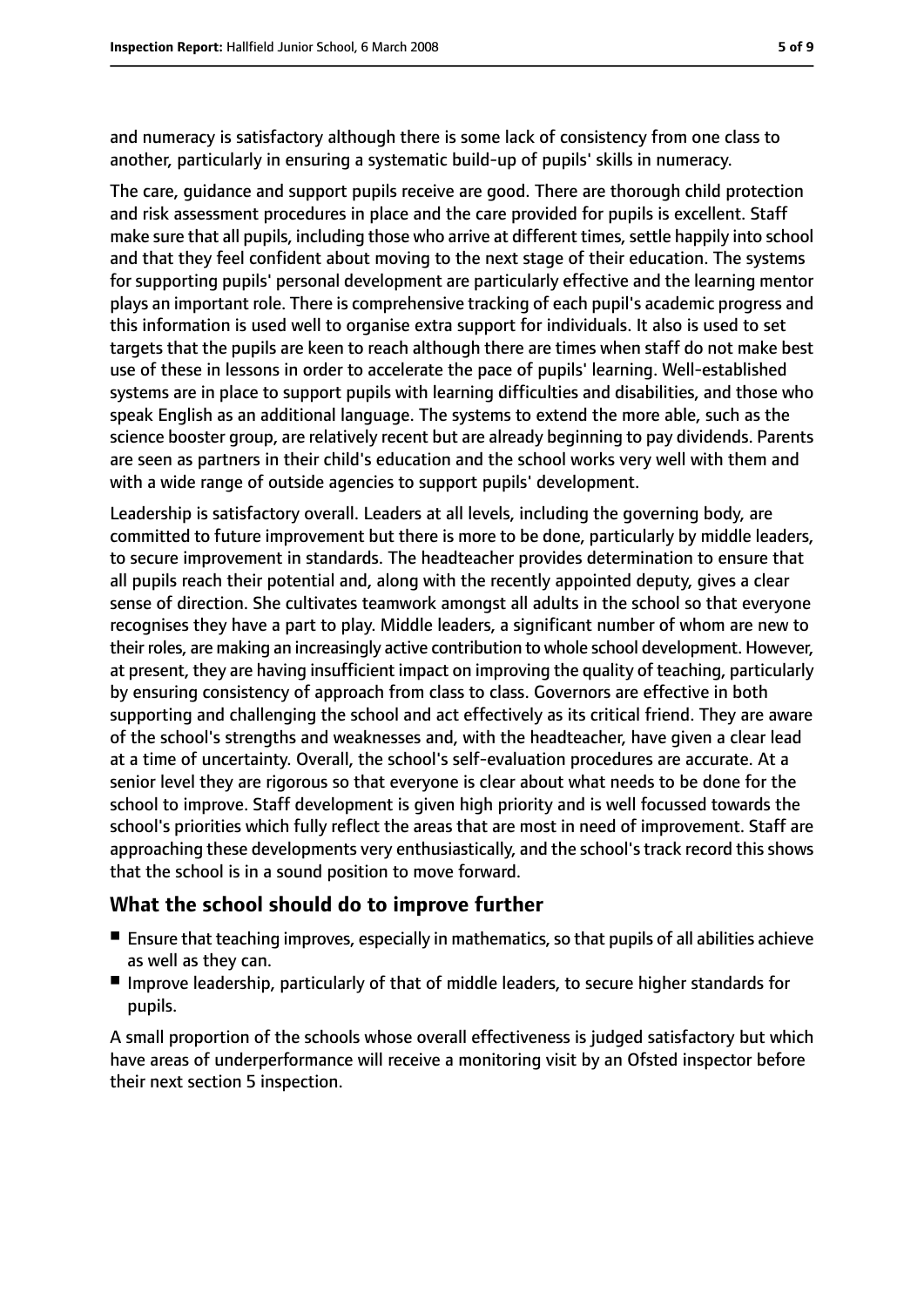and numeracy is satisfactory although there is some lack of consistency from one class to another, particularly in ensuring a systematic build-up of pupils' skills in numeracy.

The care, guidance and support pupils receive are good. There are thorough child protection and risk assessment procedures in place and the care provided for pupils is excellent. Staff make sure that all pupils, including those who arrive at different times, settle happily into school and that they feel confident about moving to the next stage of their education. The systems for supporting pupils' personal development are particularly effective and the learning mentor plays an important role. There is comprehensive tracking of each pupil's academic progress and this information is used well to organise extra support for individuals. It also is used to set targets that the pupils are keen to reach although there are times when staff do not make best use of these in lessons in order to accelerate the pace of pupils' learning. Well-established systems are in place to support pupils with learning difficulties and disabilities, and those who speak English as an additional language. The systems to extend the more able, such as the science booster group, are relatively recent but are already beginning to pay dividends. Parents are seen as partners in their child's education and the school works very well with them and with a wide range of outside agencies to support pupils' development.

Leadership is satisfactory overall. Leaders at all levels, including the governing body, are committed to future improvement but there is more to be done, particularly by middle leaders, to secure improvement in standards. The headteacher provides determination to ensure that all pupils reach their potential and, along with the recently appointed deputy, gives a clear sense of direction. She cultivates teamwork amongst all adults in the school so that everyone recognises they have a part to play. Middle leaders, a significant number of whom are new to their roles, are making an increasingly active contribution to whole school development. However, at present, they are having insufficient impact on improving the quality of teaching, particularly by ensuring consistency of approach from class to class. Governors are effective in both supporting and challenging the school and act effectively as its critical friend. They are aware of the school's strengths and weaknesses and, with the headteacher, have given a clear lead at a time of uncertainty. Overall, the school's self-evaluation procedures are accurate. At a senior level they are rigorous so that everyone is clear about what needs to be done for the school to improve. Staff development is given high priority and is well focussed towards the school's priorities which fully reflect the areas that are most in need of improvement. Staff are approaching these developments very enthusiastically, and the school's track record this shows that the school is in a sound position to move forward.

## What the school should do to improve further

- Ensure that teaching improves, especially in mathematics, so that pupils of all abilities achieve as well as they can.
- Improve leadership, particularly of that of middle leaders, to secure higher standards for pupils.

A small proportion of the schools whose overall effectiveness is judged satisfactory but which have areas of underperformance will receive a monitoring visit by an Ofsted inspector before their next section 5 inspection.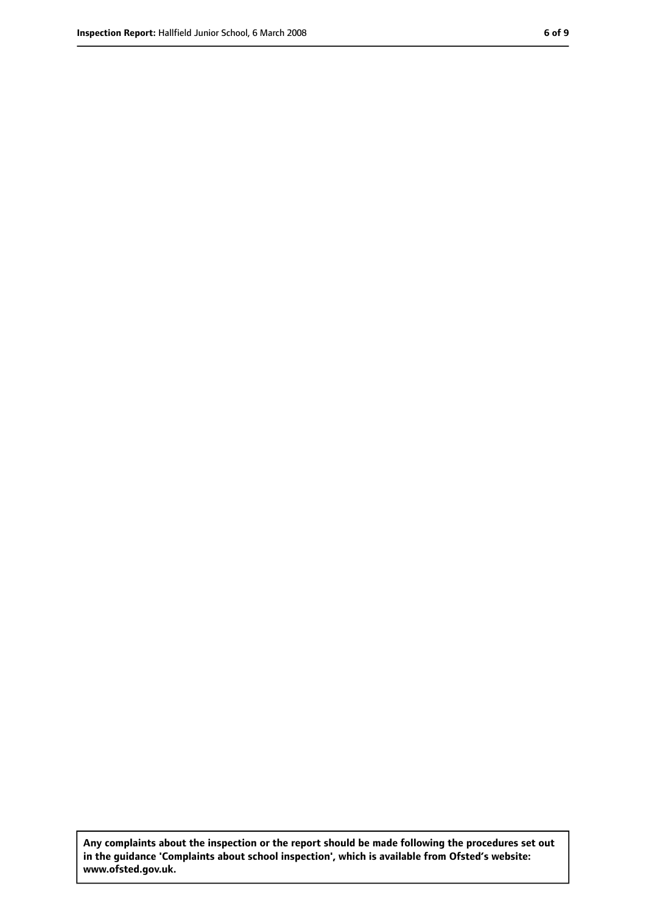**Any complaints about the inspection or the report should be made following the procedures set out in the guidance 'Complaints about school inspection', which is available from Ofsted's website: www.ofsted.gov.uk.**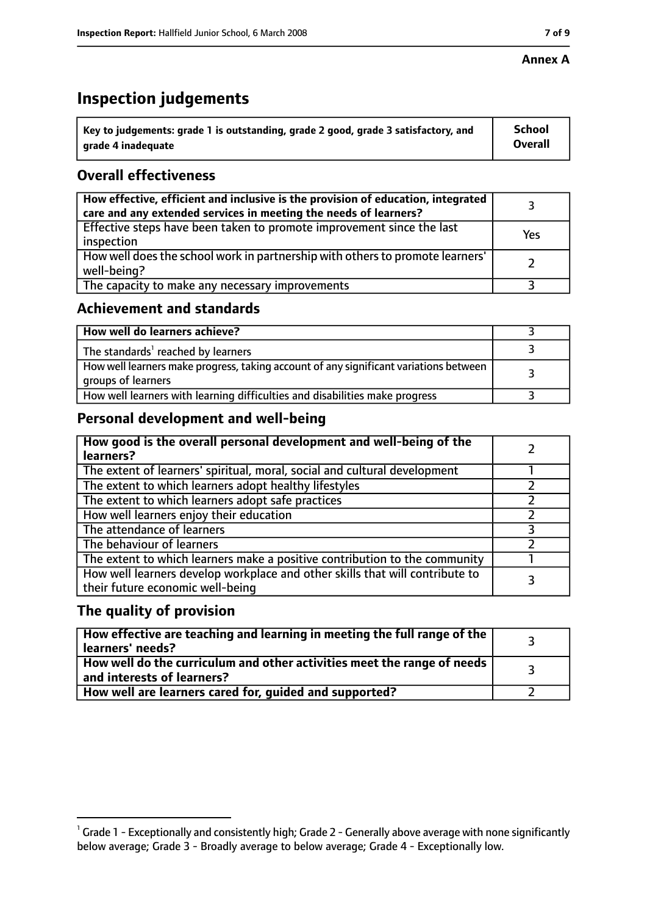**Annex A**

# Inspection judgements

| Key to judgements: grade 1 is outstanding, grade 2 good, grade 3 satisfactory, and grade 4 inadequate | School Overall |
|---|---|

## Overall effectiveness

| | |
|---|---|
| How effective, efficient and inclusive is the provision of education, integrated care and any extended services in meeting the needs of learners? | 3 |
| Effective steps have been taken to promote improvement since the last inspection | Yes |
| How well does the school work in partnership with others to promote learners' well-being? | 2 |
| The capacity to make any necessary improvements | 3 |

## Achievement and standards

| | |
|---|---|
| How well do learners achieve? | 3 |
| The standards[1] reached by learners | 3 |
| How well learners make progress, taking account of any significant variations between groups of learners | 3 |
| How well learners with learning difficulties and disabilities make progress | 3 |

## Personal development and well-being

| | |
|---|---|
| How good is the overall personal development and well-being of the learners? | 2 |
| The extent of learners' spiritual, moral, social and cultural development | 1 |
| The extent to which learners adopt healthy lifestyles | 2 |
| The extent to which learners adopt safe practices | 2 |
| How well learners enjoy their education | 2 |
| The attendance of learners | 3 |
| The behaviour of learners | 2 |
| The extent to which learners make a positive contribution to the community | 1 |
| How well learners develop workplace and other skills that will contribute to their future economic well-being | 3 |

## The quality of provision

| | |
|---|---|
| How effective are teaching and learning in meeting the full range of the learners' needs? | 3 |
| How well do the curriculum and other activities meet the range of needs and interests of learners? | 3 |
| How well are learners cared for, guided and supported? | 2 |

[1] Grade 1 - Exceptionally and consistently high; Grade 2 - Generally above average with none significantly below average; Grade 3 - Broadly average to below average; Grade 4 - Exceptionally low.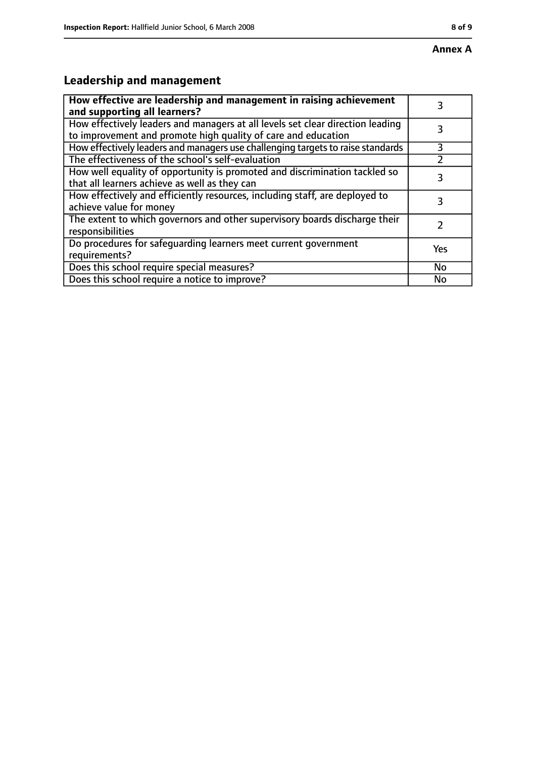**Annex A**

## Leadership and management

| **How effective are leadership and management in raising achievement and supporting all learners?** | 3 |
| --- | --- |
| How effectively leaders and managers at all levels set clear direction leading to improvement and promote high quality of care and education | 3 |
| How effectively leaders and managers use challenging targets to raise standards | 3 |
| The effectiveness of the school's self-evaluation | 2 |
| How well equality of opportunity is promoted and discrimination tackled so that all learners achieve as well as they can | 3 |
| How effectively and efficiently resources, including staff, are deployed to achieve value for money | 3 |
| The extent to which governors and other supervisory boards discharge their responsibilities | 2 |
| Do procedures for safeguarding learners meet current government requirements? | Yes |
| Does this school require special measures? | No |
| Does this school require a notice to improve? | No |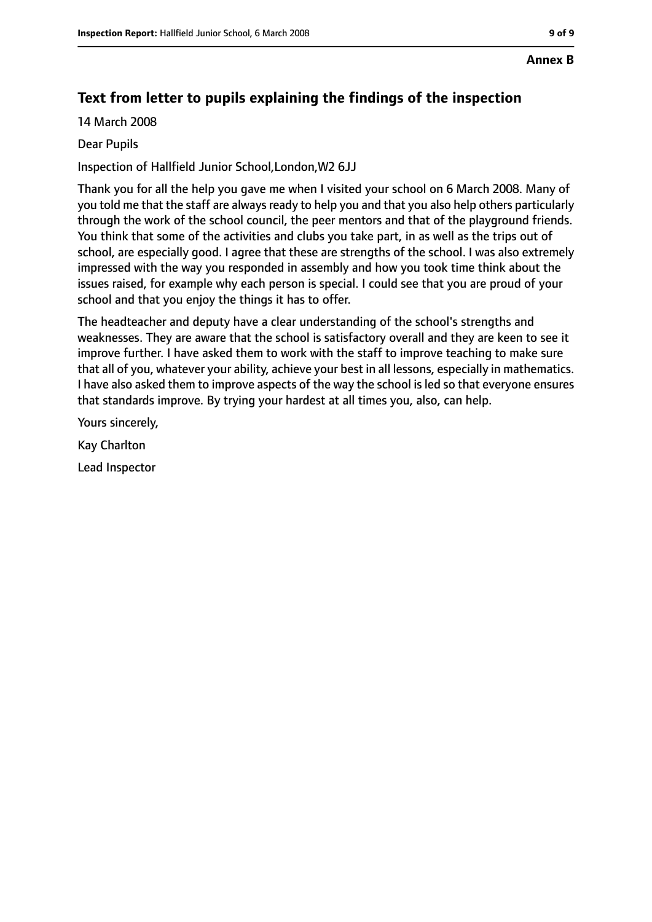**Annex B**

## Text from letter to pupils explaining the findings of the inspection

14 March 2008

Dear Pupils

Inspection of Hallfield Junior School,London,W2 6JJ

Thank you for all the help you gave me when I visited your school on 6 March 2008. Many of you told me that the staff are always ready to help you and that you also help others particularly through the work of the school council, the peer mentors and that of the playground friends. You think that some of the activities and clubs you take part, in as well as the trips out of school, are especially good. I agree that these are strengths of the school. I was also extremely impressed with the way you responded in assembly and how you took time think about the issues raised, for example why each person is special. I could see that you are proud of your school and that you enjoy the things it has to offer.

The headteacher and deputy have a clear understanding of the school's strengths and weaknesses. They are aware that the school is satisfactory overall and they are keen to see it improve further. I have asked them to work with the staff to improve teaching to make sure that all of you, whatever your ability, achieve your best in all lessons, especially in mathematics. I have also asked them to improve aspects of the way the school is led so that everyone ensures that standards improve. By trying your hardest at all times you, also, can help.

Yours sincerely,

Kay Charlton

Lead Inspector